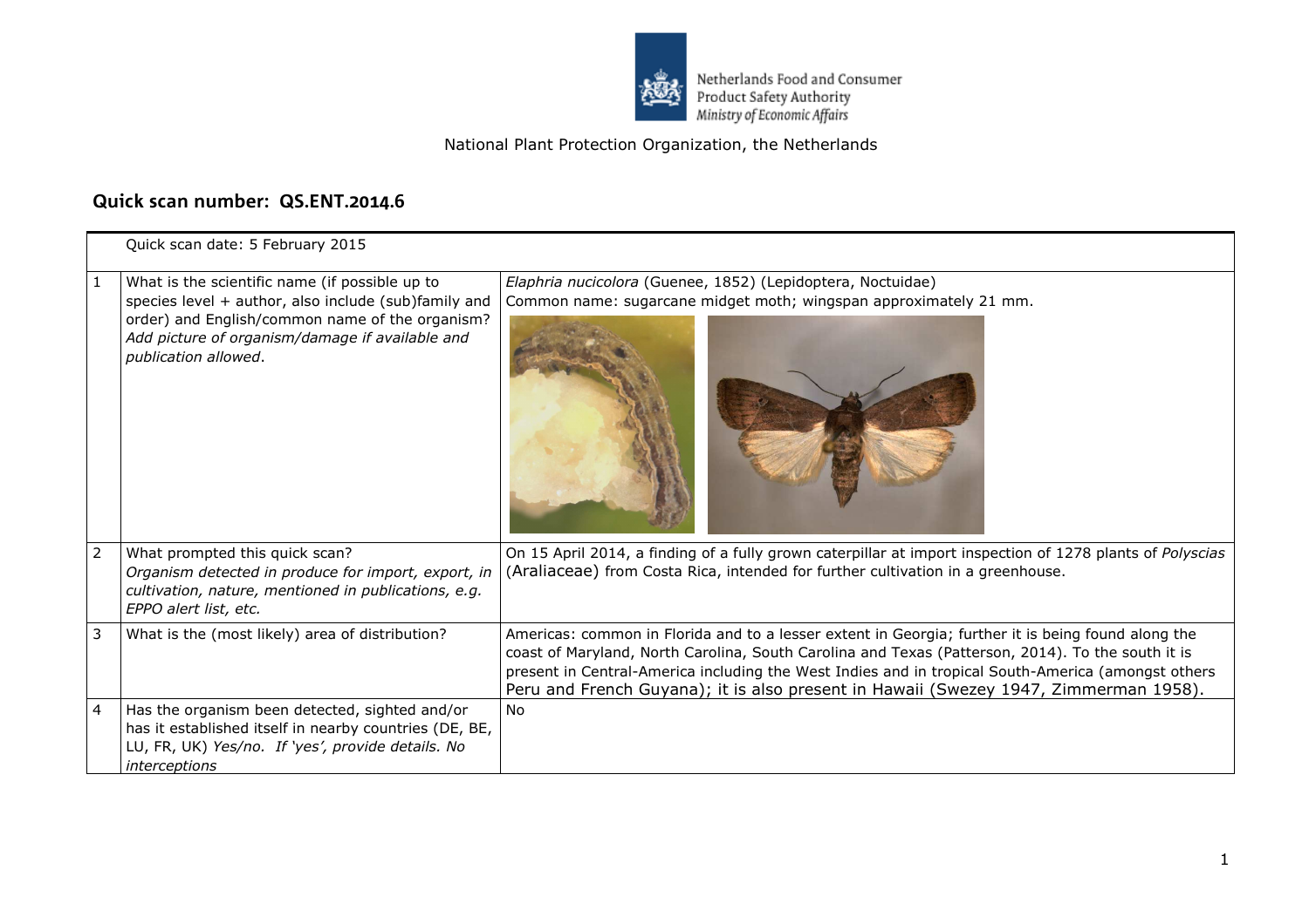Netherlands Food and Consumer Product Safety Authority
*Ministry of Economic Affairs*

National Plant Protection Organization, the Netherlands

## Quick scan number: QS.ENT.2014.6

| | Quick scan date: 5 February 2015 | |
|---|---|---|
| 1 | What is the scientific name (if possible up to species level + author, also include (sub)family and order) and English/common name of the organism? *Add picture of organism/damage if available and publication allowed*. | *Elaphria nucicolora* (Guenee, 1852) (Lepidoptera, Noctuidae)<br>Common name: sugarcane midget moth; wingspan approximately 21 mm. |
| 2 | What prompted this quick scan?<br>*Organism detected in produce for import, export, in cultivation, nature, mentioned in publications, e.g. EPPO alert list, etc.* | On 15 April 2014, a finding of a fully grown caterpillar at import inspection of 1278 plants of *Polyscias* (Araliaceae) from Costa Rica, intended for further cultivation in a greenhouse. |
| 3 | What is the (most likely) area of distribution? | Americas: common in Florida and to a lesser extent in Georgia; further it is being found along the coast of Maryland, North Carolina, South Carolina and Texas (Patterson, 2014). To the south it is present in Central-America including the West Indies and in tropical South-America (amongst others Peru and French Guyana); it is also present in Hawaii (Swezey 1947, Zimmerman 1958). |
| 4 | Has the organism been detected, sighted and/or has it established itself in nearby countries (DE, BE, LU, FR, UK) *Yes/no. If 'yes', provide details. No interceptions* | No |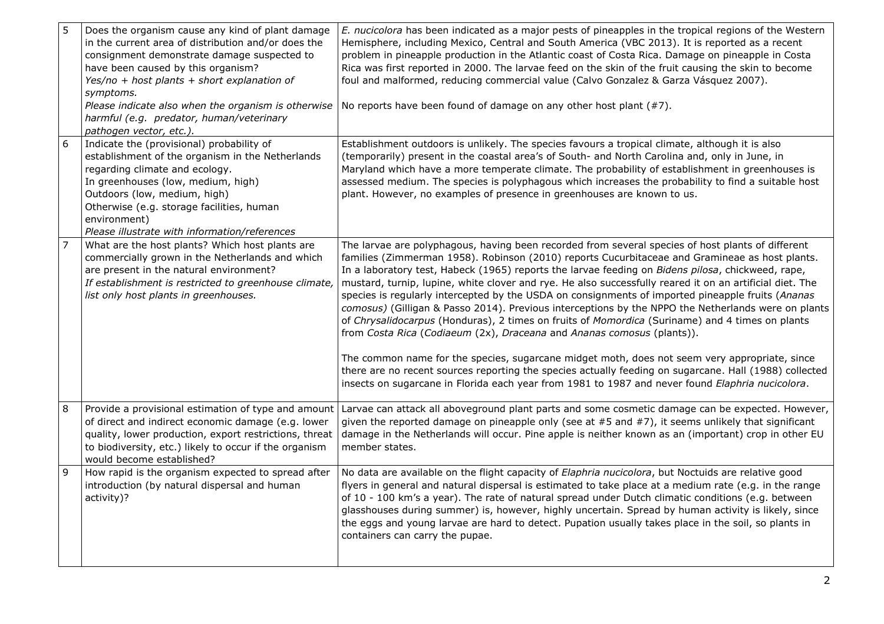| | | |
|---|---|---|
| 5 | Does the organism cause any kind of plant damage in the current area of distribution and/or does the consignment demonstrate damage suspected to have been caused by this organism?<br>*Yes/no + host plants + short explanation of symptoms.*<br>*Please indicate also when the organism is otherwise harmful (e.g. predator, human/veterinary pathogen vector, etc.).* | *E. nucicolora* has been indicated as a major pests of pineapples in the tropical regions of the Western Hemisphere, including Mexico, Central and South America (VBC 2013). It is reported as a recent problem in pineapple production in the Atlantic coast of Costa Rica. Damage on pineapple in Costa Rica was first reported in 2000. The larvae feed on the skin of the fruit causing the skin to become foul and malformed, reducing commercial value (Calvo Gonzalez & Garza Vásquez 2007).<br><br>No reports have been found of damage on any other host plant (#7). |
| 6 | Indicate the (provisional) probability of establishment of the organism in the Netherlands regarding climate and ecology.<br>In greenhouses (low, medium, high)<br>Outdoors (low, medium, high)<br>Otherwise (e.g. storage facilities, human environment)<br>*Please illustrate with information/references* | Establishment outdoors is unlikely. The species favours a tropical climate, although it is also (temporarily) present in the coastal area's of South- and North Carolina and, only in June, in Maryland which have a more temperate climate. The probability of establishment in greenhouses is assessed medium. The species is polyphagous which increases the probability to find a suitable host plant. However, no examples of presence in greenhouses are known to us. |
| 7 | What are the host plants? Which host plants are commercially grown in the Netherlands and which are present in the natural environment?<br>*If establishment is restricted to greenhouse climate, list only host plants in greenhouses.* | The larvae are polyphagous, having been recorded from several species of host plants of different families (Zimmerman 1958). Robinson (2010) reports Cucurbitaceae and Gramineae as host plants. In a laboratory test, Habeck (1965) reports the larvae feeding on *Bidens pilosa*, chickweed, rape, mustard, turnip, lupine, white clover and rye. He also successfully reared it on an artificial diet. The species is regularly intercepted by the USDA on consignments of imported pineapple fruits (*Ananas comosus)* (Gilligan & Passo 2014). Previous interceptions by the NPPO the Netherlands were on plants of *Chrysalidocarpus* (Honduras), 2 times on fruits of *Momordica* (Suriname) and 4 times on plants from *Costa Rica* (*Codiaeum* (2x), *Draceana* and *Ananas comosus* (plants)).<br><br>The common name for the species, sugarcane midget moth, does not seem very appropriate, since there are no recent sources reporting the species actually feeding on sugarcane. Hall (1988) collected insects on sugarcane in Florida each year from 1981 to 1987 and never found *Elaphria nucicolora*. |
| 8 | Provide a provisional estimation of type and amount of direct and indirect economic damage (e.g. lower quality, lower production, export restrictions, threat to biodiversity, etc.) likely to occur if the organism would become established? | Larvae can attack all aboveground plant parts and some cosmetic damage can be expected. However, given the reported damage on pineapple only (see at #5 and #7), it seems unlikely that significant damage in the Netherlands will occur. Pine apple is neither known as an (important) crop in other EU member states. |
| 9 | How rapid is the organism expected to spread after introduction (by natural dispersal and human activity)? | No data are available on the flight capacity of *Elaphria nucicolora*, but Noctuids are relative good flyers in general and natural dispersal is estimated to take place at a medium rate (e.g. in the range of 10 - 100 km's a year). The rate of natural spread under Dutch climatic conditions (e.g. between glasshouses during summer) is, however, highly uncertain. Spread by human activity is likely, since the eggs and young larvae are hard to detect. Pupation usually takes place in the soil, so plants in containers can carry the pupae. |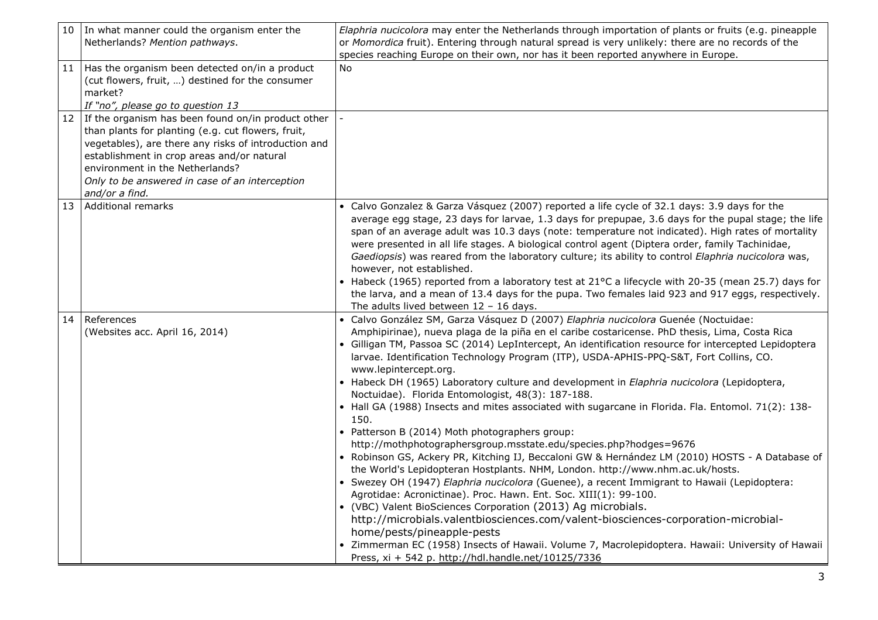| | | |
|---|---|---|
| 10 | In what manner could the organism enter the Netherlands? *Mention pathways.* | *Elaphria nucicolora* may enter the Netherlands through importation of plants or fruits (e.g. pineapple or *Momordica* fruit). Entering through natural spread is very unlikely: there are no records of the species reaching Europe on their own, nor has it been reported anywhere in Europe. |
| 11 | Has the organism been detected on/in a product (cut flowers, fruit, …) destined for the consumer market? *If "no", please go to question 13* | No |
| 12 | If the organism has been found on/in product other than plants for planting (e.g. cut flowers, fruit, vegetables), are there any risks of introduction and establishment in crop areas and/or natural environment in the Netherlands? *Only to be answered in case of an interception and/or a find.* | - |
| 13 | Additional remarks | • Calvo Gonzalez & Garza Vásquez (2007) reported a life cycle of 32.1 days: 3.9 days for the average egg stage, 23 days for larvae, 1.3 days for prepupae, 3.6 days for the pupal stage; the life span of an average adult was 10.3 days (note: temperature not indicated). High rates of mortality were presented in all life stages. A biological control agent (Diptera order, family Tachinidae, *Gaediopsis*) was reared from the laboratory culture; its ability to control *Elaphria nucicolora* was, however, not established.<br>• Habeck (1965) reported from a laboratory test at 21°C a lifecycle with 20-35 (mean 25.7) days for the larva, and a mean of 13.4 days for the pupa. Two females laid 923 and 917 eggs, respectively. The adults lived between 12 – 16 days. |
| 14 | References<br>(Websites acc. April 16, 2014) | • Calvo González SM, Garza Vásquez D (2007) *Elaphria nucicolora* Guenée (Noctuidae: Amphipirinae), nueva plaga de la piña en el caribe costaricense. PhD thesis, Lima, Costa Rica<br>• Gilligan TM, Passoa SC (2014) LepIntercept, An identification resource for intercepted Lepidoptera larvae. Identification Technology Program (ITP), USDA-APHIS-PPQ-S&T, Fort Collins, CO. www.lepintercept.org.<br>• Habeck DH (1965) Laboratory culture and development in *Elaphria nucicolora* (Lepidoptera, Noctuidae). Florida Entomologist, 48(3): 187-188.<br>• Hall GA (1988) Insects and mites associated with sugarcane in Florida. Fla. Entomol. 71(2): 138-150.<br>• Patterson B (2014) Moth photographers group: http://mothphotographersgroup.msstate.edu/species.php?hodges=9676<br>• Robinson GS, Ackery PR, Kitching IJ, Beccaloni GW & Hernández LM (2010) HOSTS - A Database of the World's Lepidopteran Hostplants. NHM, London. http://www.nhm.ac.uk/hosts.<br>• Swezey OH (1947) *Elaphria nucicolora* (Guenee), a recent Immigrant to Hawaii (Lepidoptera: Agrotidae: Acronictinae). Proc. Hawn. Ent. Soc. XIII(1): 99-100.<br>• (VBC) Valent BioSciences Corporation (2013) Ag microbials. http://microbials.valentbiosciences.com/valent-biosciences-corporation-microbial-home/pests/pineapple-pests<br>• Zimmerman EC (1958) Insects of Hawaii. Volume 7, Macrolepidoptera. Hawaii: University of Hawaii Press, xi + 542 p. http://hdl.handle.net/10125/7336 |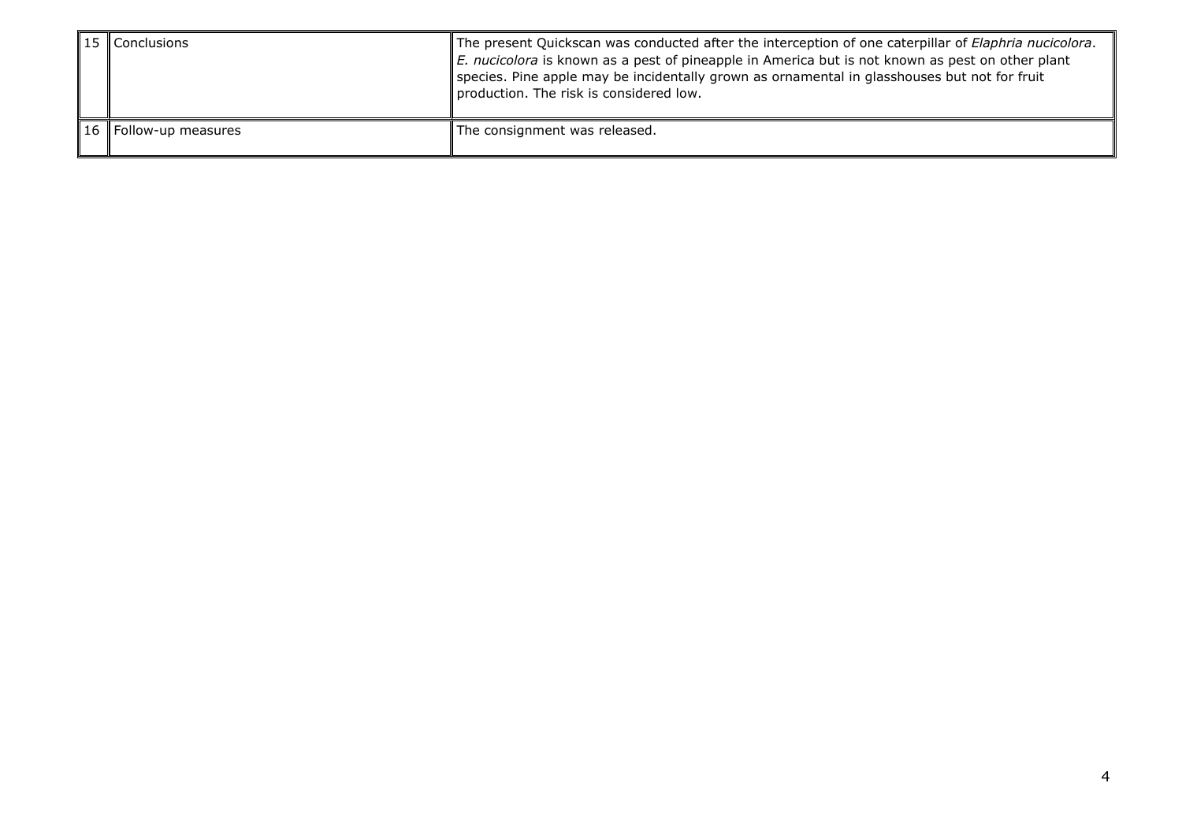| | | |
|---|---|---|
| 15 | Conclusions | The present Quickscan was conducted after the interception of one caterpillar of *Elaphria nucicolora*. *E. nucicolora* is known as a pest of pineapple in America but is not known as pest on other plant species. Pine apple may be incidentally grown as ornamental in glasshouses but not for fruit production. The risk is considered low. |
| 16 | Follow-up measures | The consignment was released. |